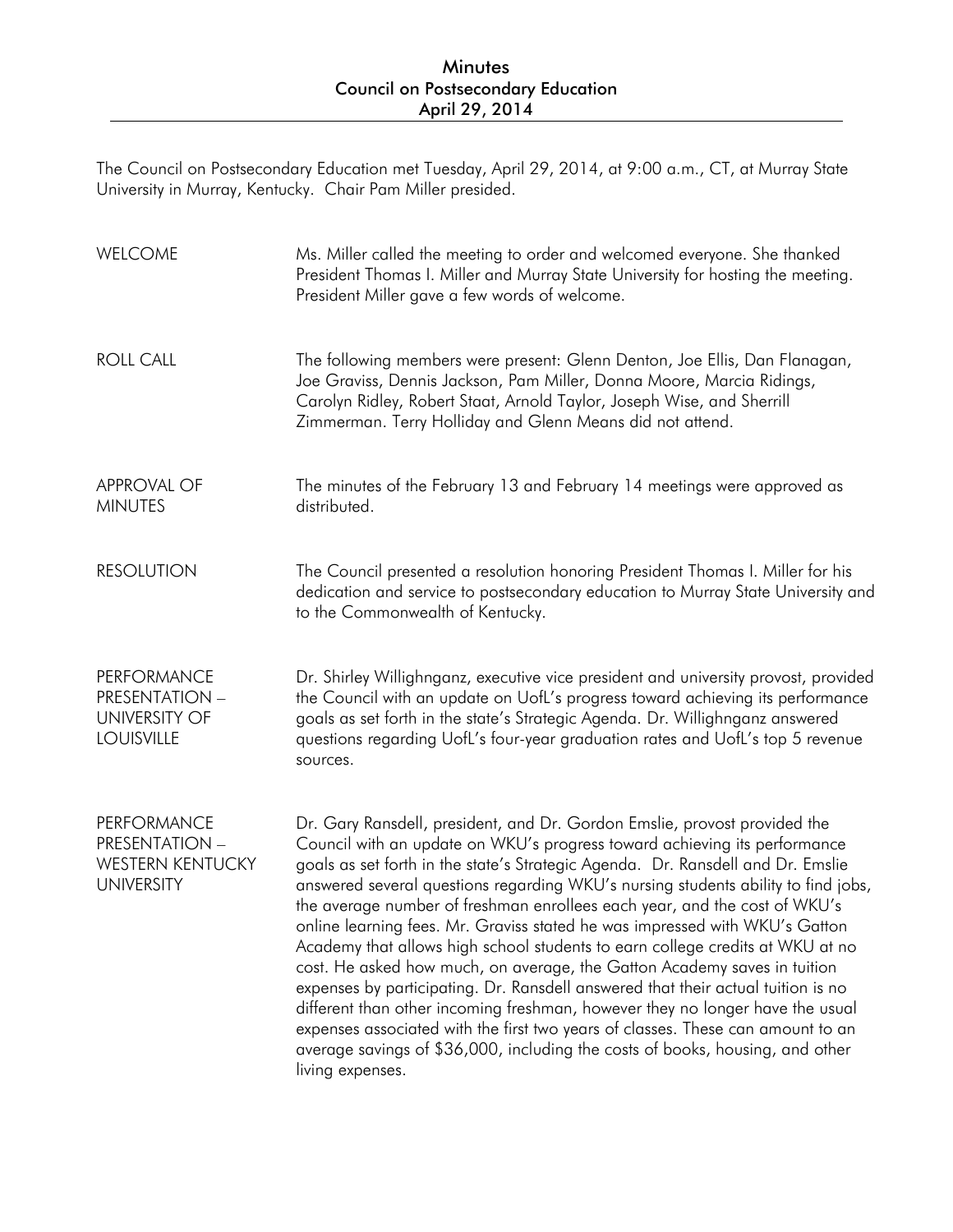# Minutes
## Council on Postsecondary Education
## April 29, 2014

The Council on Postsecondary Education met Tuesday, April 29, 2014, at 9:00 a.m., CT, at Murray State University in Murray, Kentucky. Chair Pam Miller presided.

**WELCOME**

Ms. Miller called the meeting to order and welcomed everyone. She thanked President Thomas I. Miller and Murray State University for hosting the meeting. President Miller gave a few words of welcome.

**ROLL CALL**

The following members were present: Glenn Denton, Joe Ellis, Dan Flanagan, Joe Graviss, Dennis Jackson, Pam Miller, Donna Moore, Marcia Ridings, Carolyn Ridley, Robert Staat, Arnold Taylor, Joseph Wise, and Sherrill Zimmerman. Terry Holliday and Glenn Means did not attend.

**APPROVAL OF MINUTES**

The minutes of the February 13 and February 14 meetings were approved as distributed.

**RESOLUTION**

The Council presented a resolution honoring President Thomas I. Miller for his dedication and service to postsecondary education to Murray State University and to the Commonwealth of Kentucky.

**PERFORMANCE PRESENTATION – UNIVERSITY OF LOUISVILLE**

Dr. Shirley Willighnganz, executive vice president and university provost, provided the Council with an update on UofL's progress toward achieving its performance goals as set forth in the state's Strategic Agenda. Dr. Willighnganz answered questions regarding UofL's four-year graduation rates and UofL's top 5 revenue sources.

**PERFORMANCE PRESENTATION – WESTERN KENTUCKY UNIVERSITY**

Dr. Gary Ransdell, president, and Dr. Gordon Emslie, provost provided the Council with an update on WKU's progress toward achieving its performance goals as set forth in the state's Strategic Agenda. Dr. Ransdell and Dr. Emslie answered several questions regarding WKU's nursing students ability to find jobs, the average number of freshman enrollees each year, and the cost of WKU's online learning fees. Mr. Graviss stated he was impressed with WKU's Gatton Academy that allows high school students to earn college credits at WKU at no cost. He asked how much, on average, the Gatton Academy saves in tuition expenses by participating. Dr. Ransdell answered that their actual tuition is no different than other incoming freshman, however they no longer have the usual expenses associated with the first two years of classes. These can amount to an average savings of $36,000, including the costs of books, housing, and other living expenses.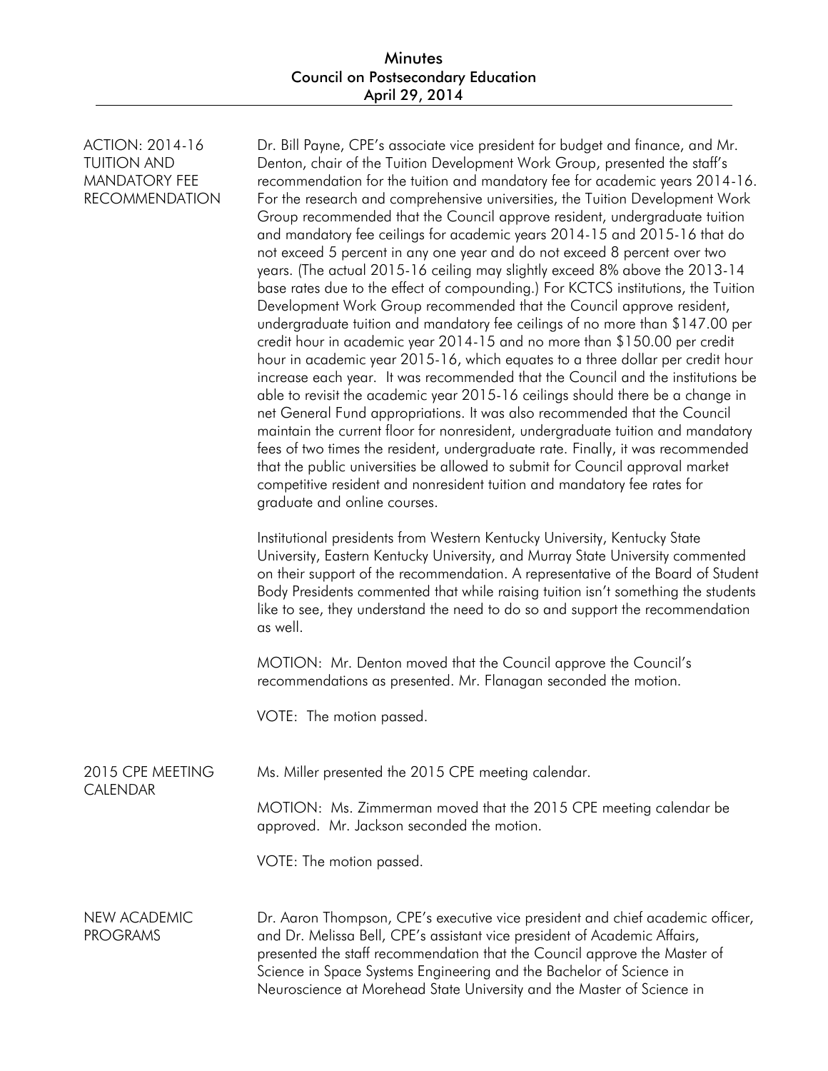**ACTION: 2014-16 TUITION AND MANDATORY FEE RECOMMENDATION**

Dr. Bill Payne, CPE's associate vice president for budget and finance, and Mr. Denton, chair of the Tuition Development Work Group, presented the staff's recommendation for the tuition and mandatory fee for academic years 2014-16. For the research and comprehensive universities, the Tuition Development Work Group recommended that the Council approve resident, undergraduate tuition and mandatory fee ceilings for academic years 2014-15 and 2015-16 that do not exceed 5 percent in any one year and do not exceed 8 percent over two years. (The actual 2015-16 ceiling may slightly exceed 8% above the 2013-14 base rates due to the effect of compounding.) For KCTCS institutions, the Tuition Development Work Group recommended that the Council approve resident, undergraduate tuition and mandatory fee ceilings of no more than $147.00 per credit hour in academic year 2014-15 and no more than $150.00 per credit hour in academic year 2015-16, which equates to a three dollar per credit hour increase each year. It was recommended that the Council and the institutions be able to revisit the academic year 2015-16 ceilings should there be a change in net General Fund appropriations. It was also recommended that the Council maintain the current floor for nonresident, undergraduate tuition and mandatory fees of two times the resident, undergraduate rate. Finally, it was recommended that the public universities be allowed to submit for Council approval market competitive resident and nonresident tuition and mandatory fee rates for graduate and online courses.

Institutional presidents from Western Kentucky University, Kentucky State University, Eastern Kentucky University, and Murray State University commented on their support of the recommendation. A representative of the Board of Student Body Presidents commented that while raising tuition isn't something the students like to see, they understand the need to do so and support the recommendation as well.

MOTION: Mr. Denton moved that the Council approve the Council's recommendations as presented. Mr. Flanagan seconded the motion.

VOTE: The motion passed.

**2015 CPE MEETING CALENDAR**

Ms. Miller presented the 2015 CPE meeting calendar.

MOTION: Ms. Zimmerman moved that the 2015 CPE meeting calendar be approved. Mr. Jackson seconded the motion.

VOTE: The motion passed.

**NEW ACADEMIC PROGRAMS**

Dr. Aaron Thompson, CPE's executive vice president and chief academic officer, and Dr. Melissa Bell, CPE's assistant vice president of Academic Affairs, presented the staff recommendation that the Council approve the Master of Science in Space Systems Engineering and the Bachelor of Science in Neuroscience at Morehead State University and the Master of Science in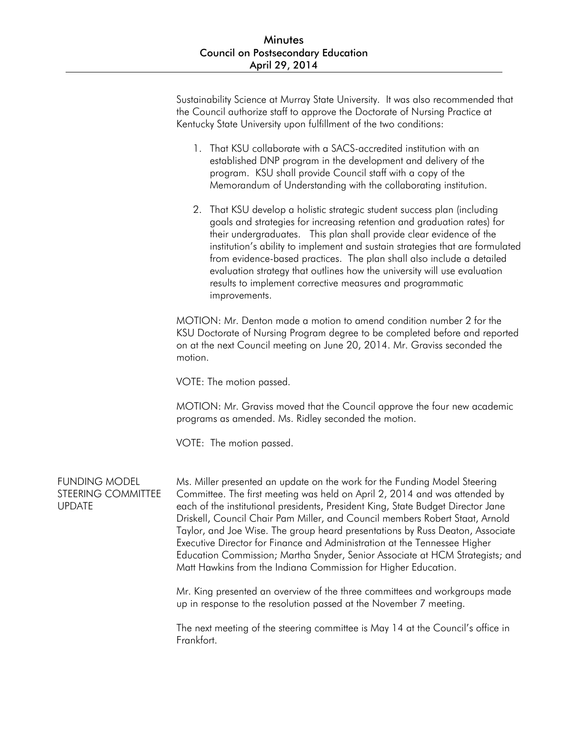Sustainability Science at Murray State University. It was also recommended that the Council authorize staff to approve the Doctorate of Nursing Practice at Kentucky State University upon fulfillment of the two conditions:

1. That KSU collaborate with a SACS-accredited institution with an established DNP program in the development and delivery of the program. KSU shall provide Council staff with a copy of the Memorandum of Understanding with the collaborating institution.

2. That KSU develop a holistic strategic student success plan (including goals and strategies for increasing retention and graduation rates) for their undergraduates. This plan shall provide clear evidence of the institution's ability to implement and sustain strategies that are formulated from evidence-based practices. The plan shall also include a detailed evaluation strategy that outlines how the university will use evaluation results to implement corrective measures and programmatic improvements.

MOTION: Mr. Denton made a motion to amend condition number 2 for the KSU Doctorate of Nursing Program degree to be completed before and reported on at the next Council meeting on June 20, 2014. Mr. Graviss seconded the motion.

VOTE: The motion passed.

MOTION: Mr. Graviss moved that the Council approve the four new academic programs as amended. Ms. Ridley seconded the motion.

VOTE: The motion passed.

## FUNDING MODEL STEERING COMMITTEE UPDATE

Ms. Miller presented an update on the work for the Funding Model Steering Committee. The first meeting was held on April 2, 2014 and was attended by each of the institutional presidents, President King, State Budget Director Jane Driskell, Council Chair Pam Miller, and Council members Robert Staat, Arnold Taylor, and Joe Wise. The group heard presentations by Russ Deaton, Associate Executive Director for Finance and Administration at the Tennessee Higher Education Commission; Martha Snyder, Senior Associate at HCM Strategists; and Matt Hawkins from the Indiana Commission for Higher Education.

Mr. King presented an overview of the three committees and workgroups made up in response to the resolution passed at the November 7 meeting.

The next meeting of the steering committee is May 14 at the Council's office in Frankfort.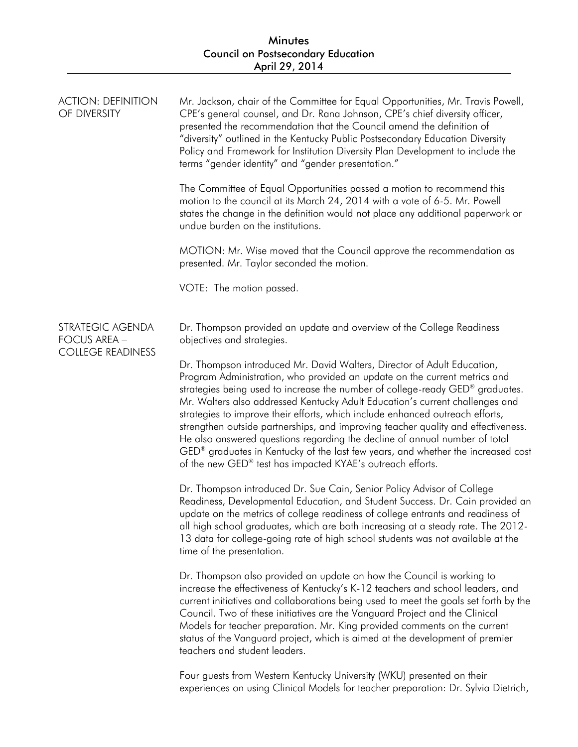**ACTION: DEFINITION OF DIVERSITY**

Mr. Jackson, chair of the Committee for Equal Opportunities, Mr. Travis Powell, CPE's general counsel, and Dr. Rana Johnson, CPE's chief diversity officer, presented the recommendation that the Council amend the definition of "diversity" outlined in the Kentucky Public Postsecondary Education Diversity Policy and Framework for Institution Diversity Plan Development to include the terms "gender identity" and "gender presentation."

The Committee of Equal Opportunities passed a motion to recommend this motion to the council at its March 24, 2014 with a vote of 6-5. Mr. Powell states the change in the definition would not place any additional paperwork or undue burden on the institutions.

MOTION: Mr. Wise moved that the Council approve the recommendation as presented. Mr. Taylor seconded the motion.

VOTE: The motion passed.

**STRATEGIC AGENDA FOCUS AREA – COLLEGE READINESS**

Dr. Thompson provided an update and overview of the College Readiness objectives and strategies.

Dr. Thompson introduced Mr. David Walters, Director of Adult Education, Program Administration, who provided an update on the current metrics and strategies being used to increase the number of college-ready GED® graduates. Mr. Walters also addressed Kentucky Adult Education's current challenges and strategies to improve their efforts, which include enhanced outreach efforts, strengthen outside partnerships, and improving teacher quality and effectiveness. He also answered questions regarding the decline of annual number of total GED® graduates in Kentucky of the last few years, and whether the increased cost of the new GED® test has impacted KYAE's outreach efforts.

Dr. Thompson introduced Dr. Sue Cain, Senior Policy Advisor of College Readiness, Developmental Education, and Student Success. Dr. Cain provided an update on the metrics of college readiness of college entrants and readiness of all high school graduates, which are both increasing at a steady rate. The 2012-13 data for college-going rate of high school students was not available at the time of the presentation.

Dr. Thompson also provided an update on how the Council is working to increase the effectiveness of Kentucky's K-12 teachers and school leaders, and current initiatives and collaborations being used to meet the goals set forth by the Council. Two of these initiatives are the Vanguard Project and the Clinical Models for teacher preparation. Mr. King provided comments on the current status of the Vanguard project, which is aimed at the development of premier teachers and student leaders.

Four guests from Western Kentucky University (WKU) presented on their experiences on using Clinical Models for teacher preparation: Dr. Sylvia Dietrich,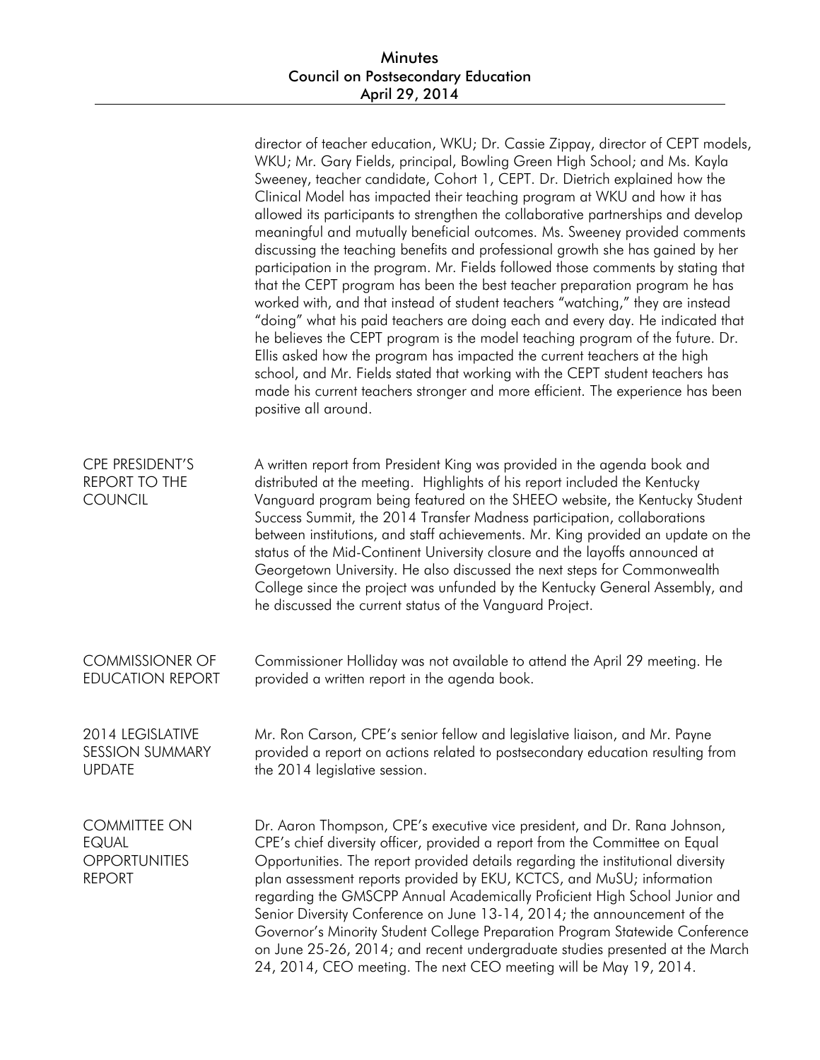director of teacher education, WKU; Dr. Cassie Zippay, director of CEPT models, WKU; Mr. Gary Fields, principal, Bowling Green High School; and Ms. Kayla Sweeney, teacher candidate, Cohort 1, CEPT. Dr. Dietrich explained how the Clinical Model has impacted their teaching program at WKU and how it has allowed its participants to strengthen the collaborative partnerships and develop meaningful and mutually beneficial outcomes. Ms. Sweeney provided comments discussing the teaching benefits and professional growth she has gained by her participation in the program. Mr. Fields followed those comments by stating that that the CEPT program has been the best teacher preparation program he has worked with, and that instead of student teachers "watching," they are instead "doing" what his paid teachers are doing each and every day. He indicated that he believes the CEPT program is the model teaching program of the future. Dr. Ellis asked how the program has impacted the current teachers at the high school, and Mr. Fields stated that working with the CEPT student teachers has made his current teachers stronger and more efficient. The experience has been positive all around.

## CPE PRESIDENT'S REPORT TO THE COUNCIL

A written report from President King was provided in the agenda book and distributed at the meeting. Highlights of his report included the Kentucky Vanguard program being featured on the SHEEO website, the Kentucky Student Success Summit, the 2014 Transfer Madness participation, collaborations between institutions, and staff achievements. Mr. King provided an update on the status of the Mid-Continent University closure and the layoffs announced at Georgetown University. He also discussed the next steps for Commonwealth College since the project was unfunded by the Kentucky General Assembly, and he discussed the current status of the Vanguard Project.

## COMMISSIONER OF EDUCATION REPORT

Commissioner Holliday was not available to attend the April 29 meeting. He provided a written report in the agenda book.

## 2014 LEGISLATIVE SESSION SUMMARY UPDATE

Mr. Ron Carson, CPE's senior fellow and legislative liaison, and Mr. Payne provided a report on actions related to postsecondary education resulting from the 2014 legislative session.

## COMMITTEE ON EQUAL OPPORTUNITIES REPORT

Dr. Aaron Thompson, CPE's executive vice president, and Dr. Rana Johnson, CPE's chief diversity officer, provided a report from the Committee on Equal Opportunities. The report provided details regarding the institutional diversity plan assessment reports provided by EKU, KCTCS, and MuSU; information regarding the GMSCPP Annual Academically Proficient High School Junior and Senior Diversity Conference on June 13-14, 2014; the announcement of the Governor's Minority Student College Preparation Program Statewide Conference on June 25-26, 2014; and recent undergraduate studies presented at the March 24, 2014, CEO meeting. The next CEO meeting will be May 19, 2014.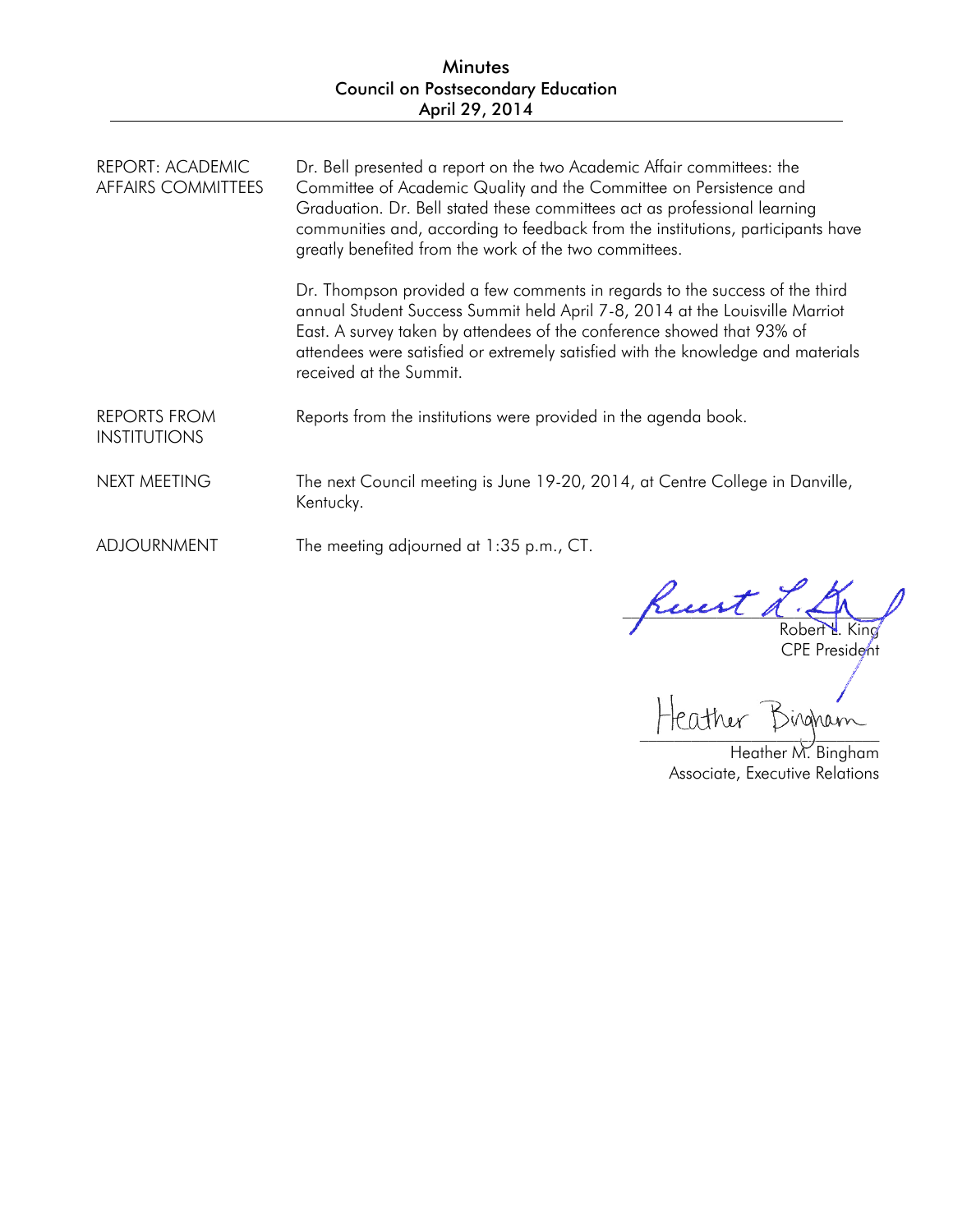REPORT: ACADEMIC AFFAIRS COMMITTEES

Dr. Bell presented a report on the two Academic Affair committees: the Committee of Academic Quality and the Committee on Persistence and Graduation. Dr. Bell stated these committees act as professional learning communities and, according to feedback from the institutions, participants have greatly benefited from the work of the two committees.

Dr. Thompson provided a few comments in regards to the success of the third annual Student Success Summit held April 7-8, 2014 at the Louisville Marriot East. A survey taken by attendees of the conference showed that 93% of attendees were satisfied or extremely satisfied with the knowledge and materials received at the Summit.

REPORTS FROM INSTITUTIONS

Reports from the institutions were provided in the agenda book.

NEXT MEETING

The next Council meeting is June 19-20, 2014, at Centre College in Danville, Kentucky.

ADJOURNMENT

The meeting adjourned at 1:35 p.m., CT.

Robert L. King
CPE President

Heather M. Bingham
Associate, Executive Relations